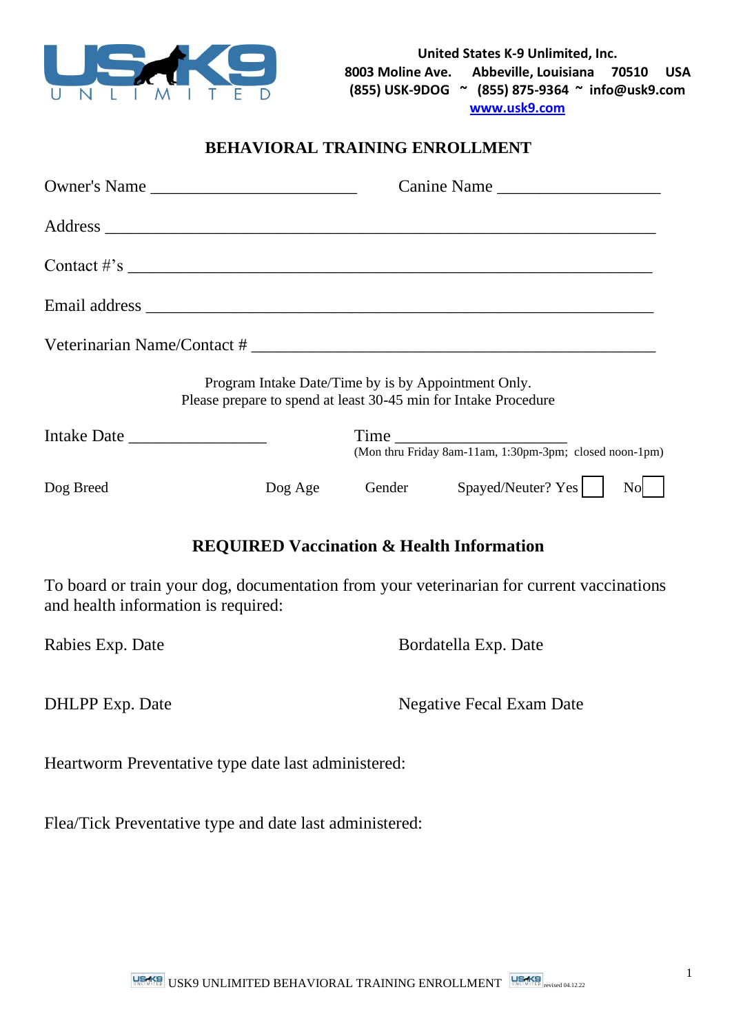United States K-9 Unlimited, Inc.
8003 Moline Ave. Abbeville, Louisiana 70510 USA
(855) USK-9DOG ~ (855) 875-9364 ~ info@usk9.com
www.usk9.com

# BEHAVIORAL TRAINING ENROLLMENT

Owner's Name ________________________ Canine Name ___________________

Address _____________________________________________________________

Contact #'s ___________________________________________________________

Email address ________________________________________________________

Veterinarian Name/Contact # ___________________________________________

Program Intake Date/Time by is by Appointment Only.
Please prepare to spend at least 30-45 min for Intake Procedure

Intake Date ________________ Time ____________________
(Mon thru Friday 8am-11am, 1:30pm-3pm; closed noon-1pm)

Dog Breed Dog Age Gender Spayed/Neuter? Yes ☐ No ☐

## REQUIRED Vaccination & Health Information

To board or train your dog, documentation from your veterinarian for current vaccinations and health information is required:

Rabies Exp. Date

Bordatella Exp. Date

DHLPP Exp. Date

Negative Fecal Exam Date

Heartworm Preventative type date last administered:

Flea/Tick Preventative type and date last administered: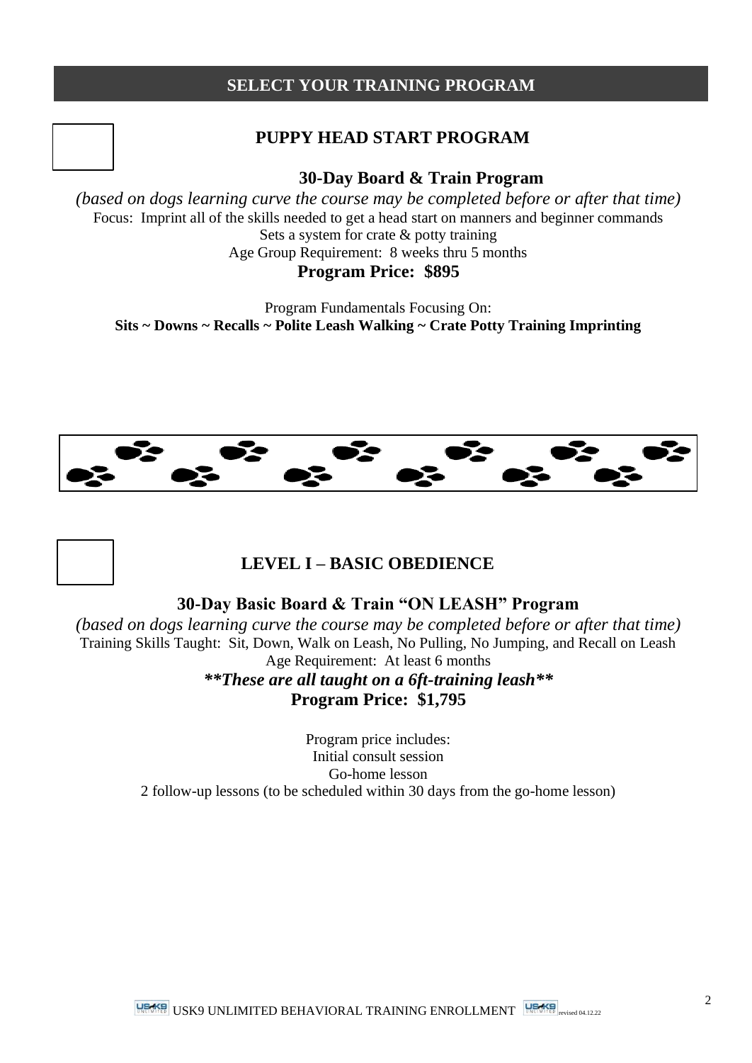## SELECT YOUR TRAINING PROGRAM

### PUPPY HEAD START PROGRAM

**30-Day Board & Train Program**

*(based on dogs learning curve the course may be completed before or after that time)*

Focus: Imprint all of the skills needed to get a head start on manners and beginner commands

Sets a system for crate & potty training

Age Group Requirement: 8 weeks thru 5 months

**Program Price: $895**

Program Fundamentals Focusing On:

**Sits ~ Downs ~ Recalls ~ Polite Leash Walking ~ Crate Potty Training Imprinting**

### LEVEL I – BASIC OBEDIENCE

**30-Day Basic Board & Train "ON LEASH" Program**

*(based on dogs learning curve the course may be completed before or after that time)*

Training Skills Taught: Sit, Down, Walk on Leash, No Pulling, No Jumping, and Recall on Leash

Age Requirement: At least 6 months

***\*\*These are all taught on a 6ft-training leash\*\****

**Program Price: $1,795**

Program price includes:

Initial consult session

Go-home lesson

2 follow-up lessons (to be scheduled within 30 days from the go-home lesson)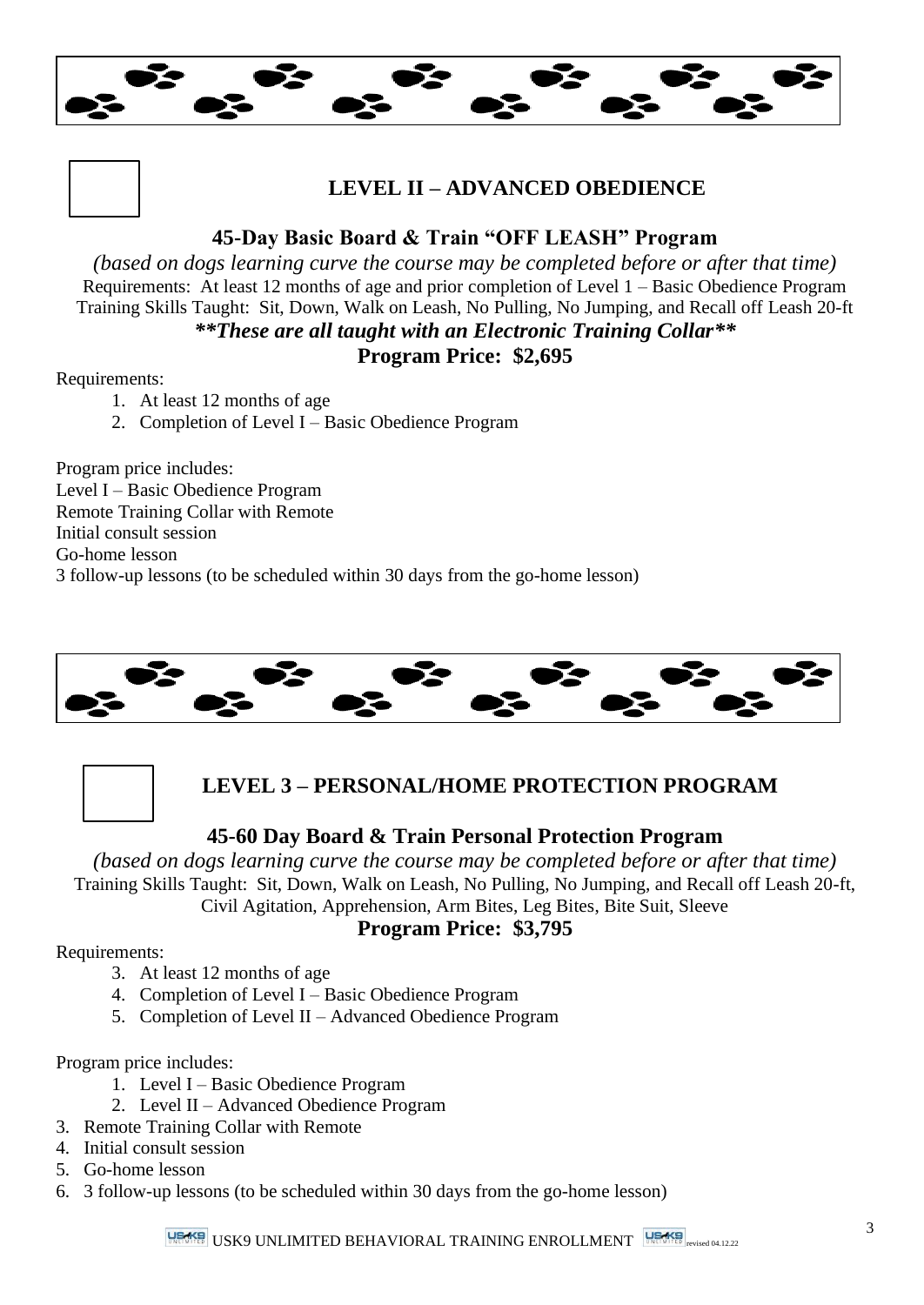## LEVEL II – ADVANCED OBEDIENCE

### 45-Day Basic Board & Train "OFF LEASH" Program

*(based on dogs learning curve the course may be completed before or after that time)*

Requirements: At least 12 months of age and prior completion of Level 1 – Basic Obedience Program

Training Skills Taught: Sit, Down, Walk on Leash, No Pulling, No Jumping, and Recall off Leash 20-ft

***\*\*These are all taught with an Electronic Training Collar\*\****

**Program Price: $2,695**

Requirements:

1. At least 12 months of age
2. Completion of Level I – Basic Obedience Program

Program price includes:

Level I – Basic Obedience Program

Remote Training Collar with Remote

Initial consult session

Go-home lesson

3 follow-up lessons (to be scheduled within 30 days from the go-home lesson)

## LEVEL 3 – PERSONAL/HOME PROTECTION PROGRAM

### 45-60 Day Board & Train Personal Protection Program

*(based on dogs learning curve the course may be completed before or after that time)*

Training Skills Taught: Sit, Down, Walk on Leash, No Pulling, No Jumping, and Recall off Leash 20-ft, Civil Agitation, Apprehension, Arm Bites, Leg Bites, Bite Suit, Sleeve

**Program Price: $3,795**

Requirements:

3. At least 12 months of age
4. Completion of Level I – Basic Obedience Program
5. Completion of Level II – Advanced Obedience Program

Program price includes:

1. Level I – Basic Obedience Program
2. Level II – Advanced Obedience Program
3. Remote Training Collar with Remote
4. Initial consult session
5. Go-home lesson
6. 3 follow-up lessons (to be scheduled within 30 days from the go-home lesson)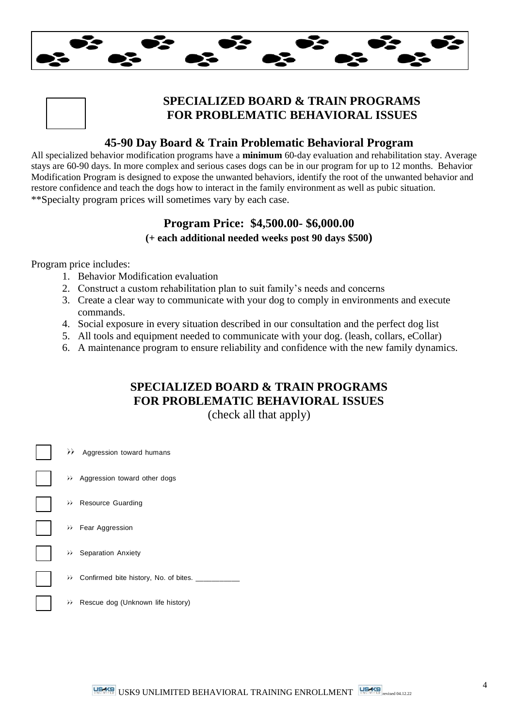☐ **SPECIALIZED BOARD & TRAIN PROGRAMS FOR PROBLEMATIC BEHAVIORAL ISSUES**

## 45-90 Day Board & Train Problematic Behavioral Program

All specialized behavior modification programs have a **minimum** 60-day evaluation and rehabilitation stay. Average stays are 60-90 days. In more complex and serious cases dogs can be in our program for up to 12 months. Behavior Modification Program is designed to expose the unwanted behaviors, identify the root of the unwanted behavior and restore confidence and teach the dogs how to interact in the family environment as well as pubic situation.
**Specialty program prices will sometimes vary by each case.

### Program Price: $4,500.00- $6,000.00

**(+ each additional needed weeks post 90 days $500)**

Program price includes:

1. Behavior Modification evaluation
2. Construct a custom rehabilitation plan to suit family's needs and concerns
3. Create a clear way to communicate with your dog to comply in environments and execute commands.
4. Social exposure in every situation described in our consultation and the perfect dog list
5. All tools and equipment needed to communicate with your dog. (leash, collars, eCollar)
6. A maintenance program to ensure reliability and confidence with the new family dynamics.

## SPECIALIZED BOARD & TRAIN PROGRAMS FOR PROBLEMATIC BEHAVIORAL ISSUES

(check all that apply)

- ☐ Aggression toward humans
- ☐ Aggression toward other dogs
- ☐ Resource Guarding
- ☐ Fear Aggression
- ☐ Separation Anxiety
- ☐ Confirmed bite history, No. of bites. ___________
- ☐ Rescue dog (Unknown life history)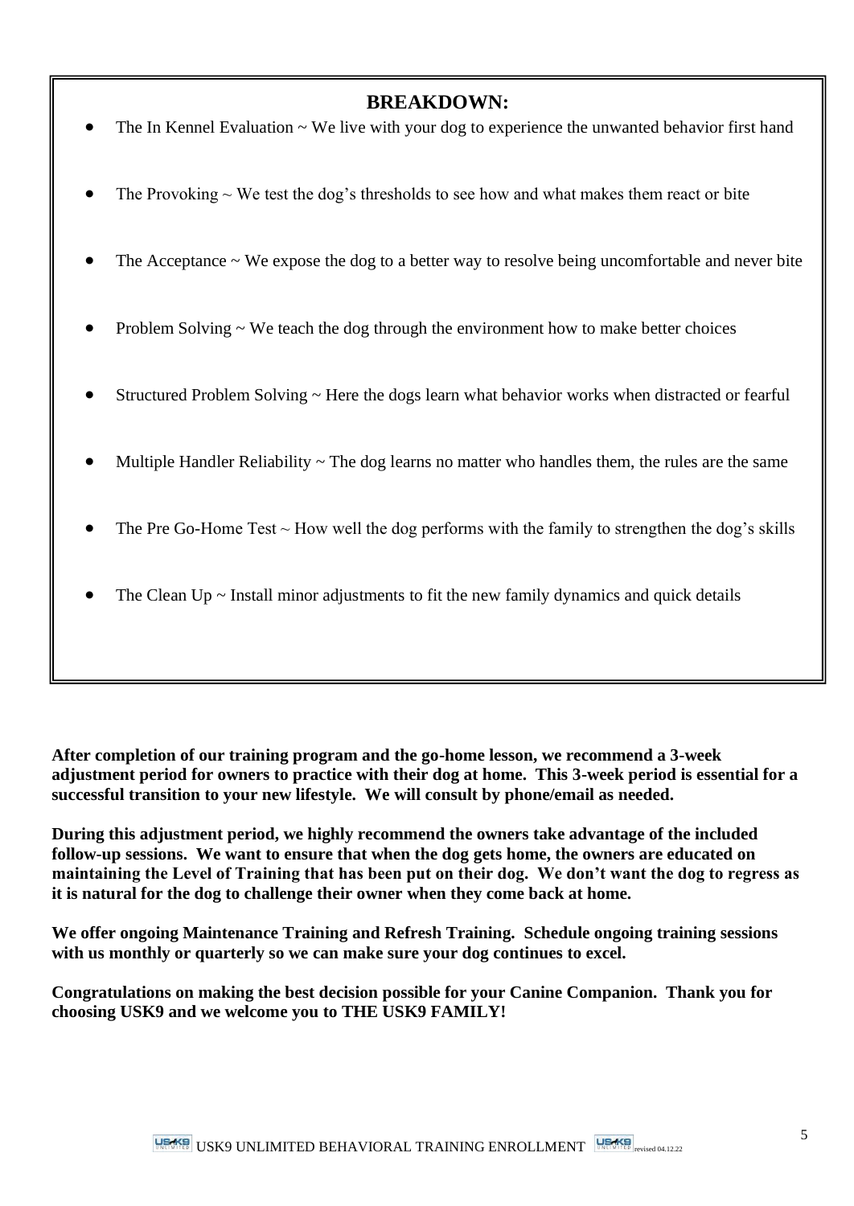## BREAKDOWN:

- The In Kennel Evaluation ~ We live with your dog to experience the unwanted behavior first hand
- The Provoking ~ We test the dog's thresholds to see how and what makes them react or bite
- The Acceptance ~ We expose the dog to a better way to resolve being uncomfortable and never bite
- Problem Solving ~ We teach the dog through the environment how to make better choices
- Structured Problem Solving ~ Here the dogs learn what behavior works when distracted or fearful
- Multiple Handler Reliability ~ The dog learns no matter who handles them, the rules are the same
- The Pre Go-Home Test ~ How well the dog performs with the family to strengthen the dog's skills
- The Clean Up ~ Install minor adjustments to fit the new family dynamics and quick details

**After completion of our training program and the go-home lesson, we recommend a 3-week adjustment period for owners to practice with their dog at home. This 3-week period is essential for a successful transition to your new lifestyle. We will consult by phone/email as needed.**

**During this adjustment period, we highly recommend the owners take advantage of the included follow-up sessions. We want to ensure that when the dog gets home, the owners are educated on maintaining the Level of Training that has been put on their dog. We don't want the dog to regress as it is natural for the dog to challenge their owner when they come back at home.**

**We offer ongoing Maintenance Training and Refresh Training. Schedule ongoing training sessions with us monthly or quarterly so we can make sure your dog continues to excel.**

**Congratulations on making the best decision possible for your Canine Companion. Thank you for choosing USK9 and we welcome you to THE USK9 FAMILY!**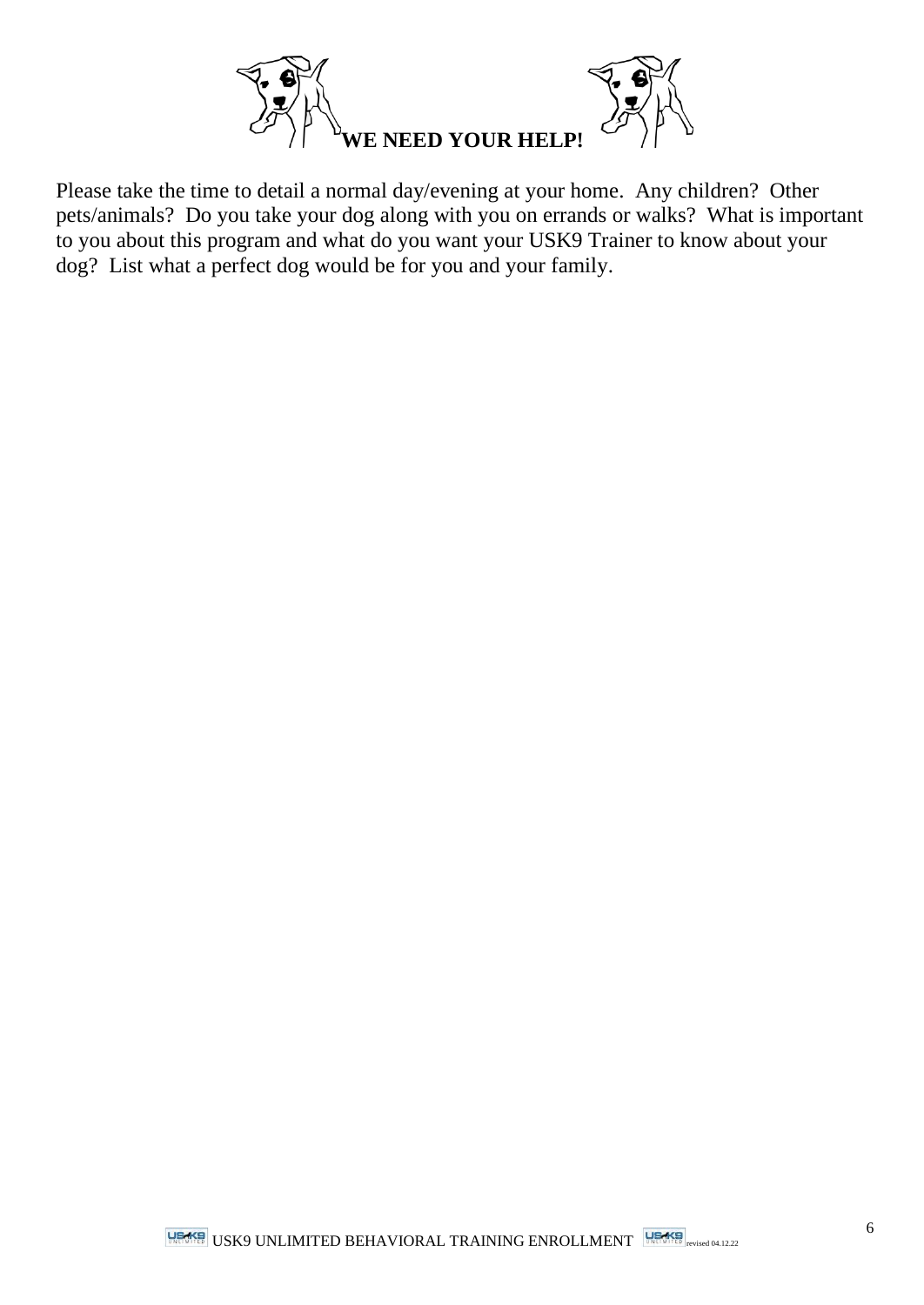# WE NEED YOUR HELP!

Please take the time to detail a normal day/evening at your home. Any children? Other pets/animals? Do you take your dog along with you on errands or walks? What is important to you about this program and what do you want your USK9 Trainer to know about your dog? List what a perfect dog would be for you and your family.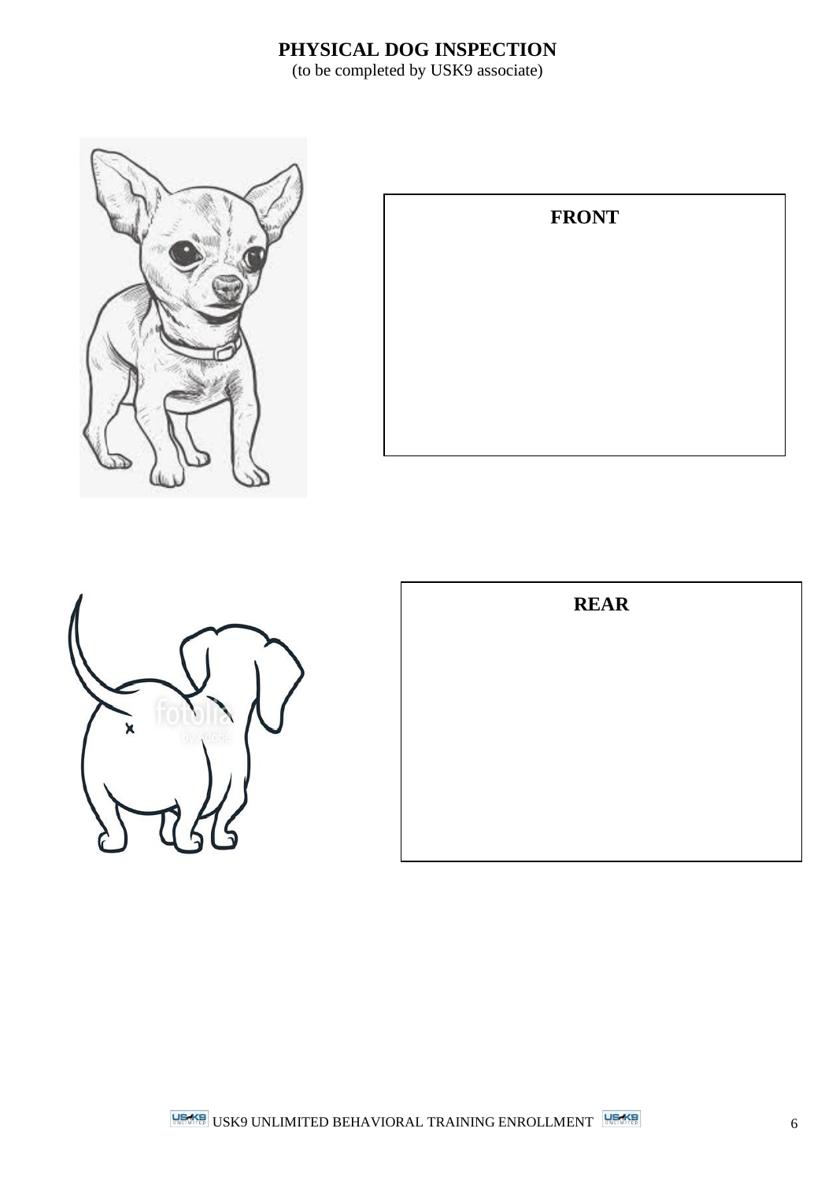## PHYSICAL DOG INSPECTION

(to be completed by USK9 associate)

**FRONT**

**REAR**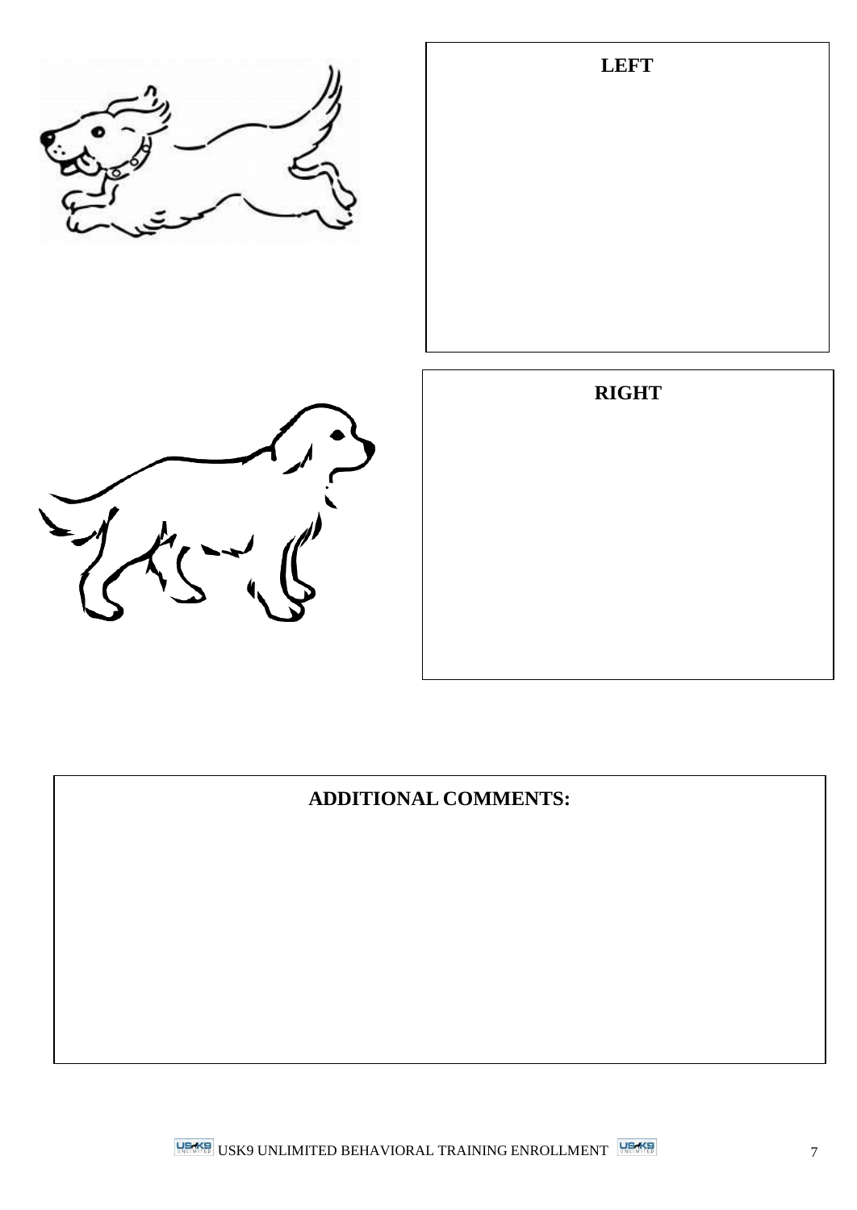**LEFT**

**RIGHT**

**ADDITIONAL COMMENTS:**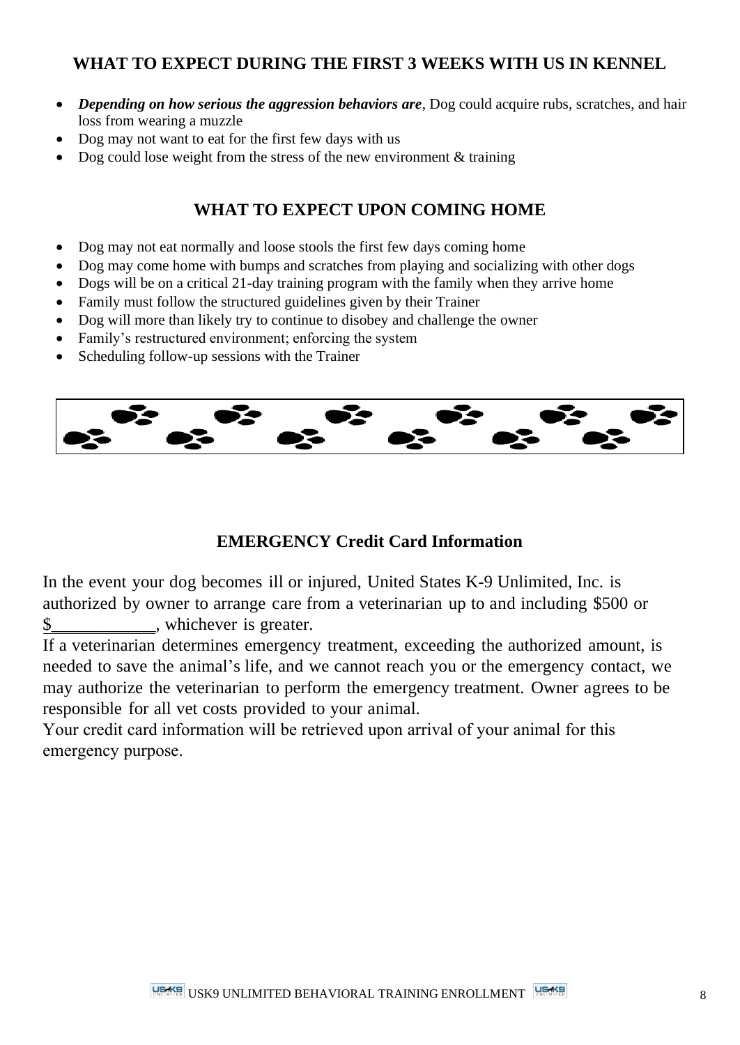## WHAT TO EXPECT DURING THE FIRST 3 WEEKS WITH US IN KENNEL

- ***Depending on how serious the aggression behaviors are***, Dog could acquire rubs, scratches, and hair loss from wearing a muzzle
- Dog may not want to eat for the first few days with us
- Dog could lose weight from the stress of the new environment & training

## WHAT TO EXPECT UPON COMING HOME

- Dog may not eat normally and loose stools the first few days coming home
- Dog may come home with bumps and scratches from playing and socializing with other dogs
- Dogs will be on a critical 21-day training program with the family when they arrive home
- Family must follow the structured guidelines given by their Trainer
- Dog will more than likely try to continue to disobey and challenge the owner
- Family's restructured environment; enforcing the system
- Scheduling follow-up sessions with the Trainer

## EMERGENCY Credit Card Information

In the event your dog becomes ill or injured, United States K-9 Unlimited, Inc. is authorized by owner to arrange care from a veterinarian up to and including $500 or $___________, whichever is greater.
If a veterinarian determines emergency treatment, exceeding the authorized amount, is needed to save the animal's life, and we cannot reach you or the emergency contact, we may authorize the veterinarian to perform the emergency treatment. Owner agrees to be responsible for all vet costs provided to your animal.
Your credit card information will be retrieved upon arrival of your animal for this emergency purpose.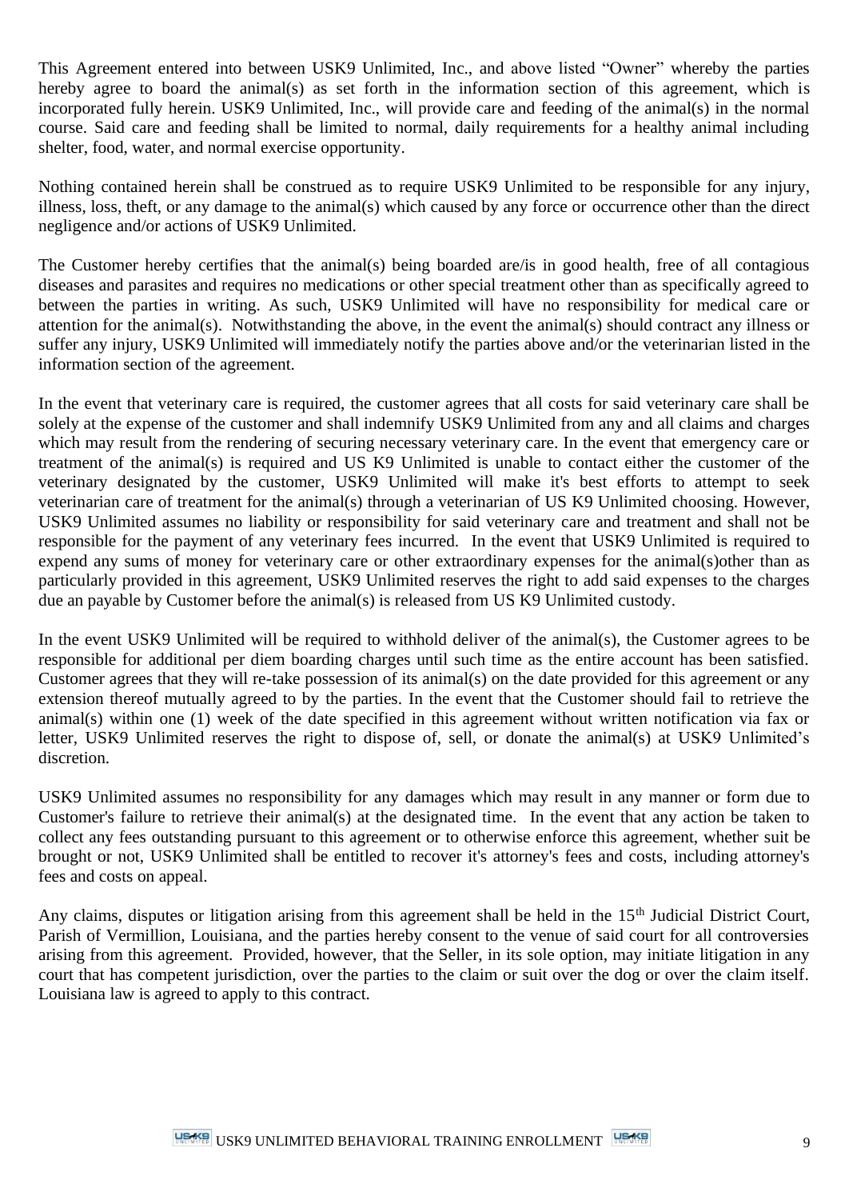This Agreement entered into between USK9 Unlimited, Inc., and above listed "Owner" whereby the parties hereby agree to board the animal(s) as set forth in the information section of this agreement, which is incorporated fully herein. USK9 Unlimited, Inc., will provide care and feeding of the animal(s) in the normal course. Said care and feeding shall be limited to normal, daily requirements for a healthy animal including shelter, food, water, and normal exercise opportunity.

Nothing contained herein shall be construed as to require USK9 Unlimited to be responsible for any injury, illness, loss, theft, or any damage to the animal(s) which caused by any force or occurrence other than the direct negligence and/or actions of USK9 Unlimited.

The Customer hereby certifies that the animal(s) being boarded are/is in good health, free of all contagious diseases and parasites and requires no medications or other special treatment other than as specifically agreed to between the parties in writing. As such, USK9 Unlimited will have no responsibility for medical care or attention for the animal(s). Notwithstanding the above, in the event the animal(s) should contract any illness or suffer any injury, USK9 Unlimited will immediately notify the parties above and/or the veterinarian listed in the information section of the agreement.

In the event that veterinary care is required, the customer agrees that all costs for said veterinary care shall be solely at the expense of the customer and shall indemnify USK9 Unlimited from any and all claims and charges which may result from the rendering of securing necessary veterinary care. In the event that emergency care or treatment of the animal(s) is required and US K9 Unlimited is unable to contact either the customer of the veterinary designated by the customer, USK9 Unlimited will make it's best efforts to attempt to seek veterinarian care of treatment for the animal(s) through a veterinarian of US K9 Unlimited choosing. However, USK9 Unlimited assumes no liability or responsibility for said veterinary care and treatment and shall not be responsible for the payment of any veterinary fees incurred. In the event that USK9 Unlimited is required to expend any sums of money for veterinary care or other extraordinary expenses for the animal(s)other than as particularly provided in this agreement, USK9 Unlimited reserves the right to add said expenses to the charges due an payable by Customer before the animal(s) is released from US K9 Unlimited custody.

In the event USK9 Unlimited will be required to withhold deliver of the animal(s), the Customer agrees to be responsible for additional per diem boarding charges until such time as the entire account has been satisfied. Customer agrees that they will re-take possession of its animal(s) on the date provided for this agreement or any extension thereof mutually agreed to by the parties. In the event that the Customer should fail to retrieve the animal(s) within one (1) week of the date specified in this agreement without written notification via fax or letter, USK9 Unlimited reserves the right to dispose of, sell, or donate the animal(s) at USK9 Unlimited's discretion.

USK9 Unlimited assumes no responsibility for any damages which may result in any manner or form due to Customer's failure to retrieve their animal(s) at the designated time. In the event that any action be taken to collect any fees outstanding pursuant to this agreement or to otherwise enforce this agreement, whether suit be brought or not, USK9 Unlimited shall be entitled to recover it's attorney's fees and costs, including attorney's fees and costs on appeal.

Any claims, disputes or litigation arising from this agreement shall be held in the 15th Judicial District Court, Parish of Vermillion, Louisiana, and the parties hereby consent to the venue of said court for all controversies arising from this agreement. Provided, however, that the Seller, in its sole option, may initiate litigation in any court that has competent jurisdiction, over the parties to the claim or suit over the dog or over the claim itself. Louisiana law is agreed to apply to this contract.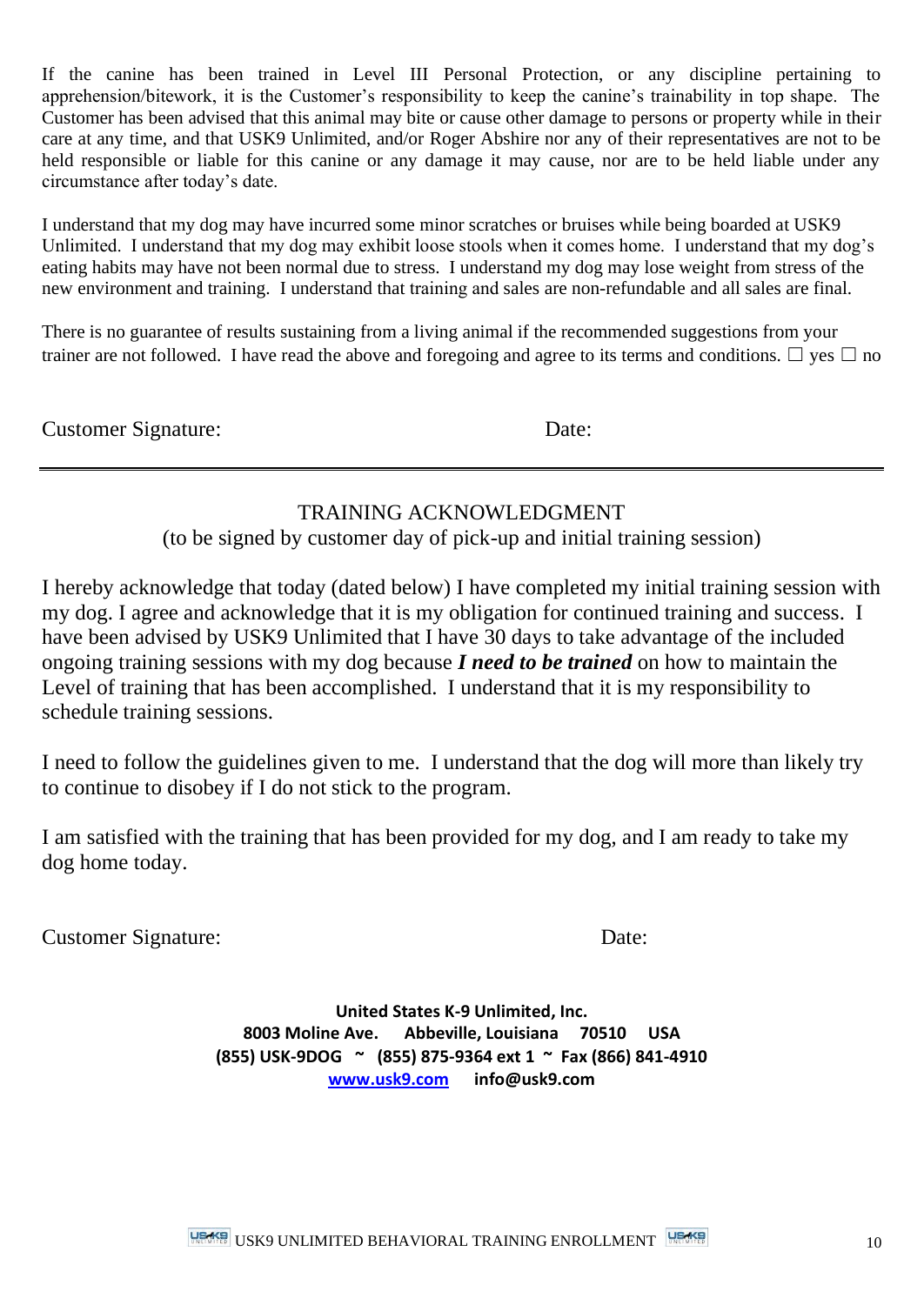If the canine has been trained in Level III Personal Protection, or any discipline pertaining to apprehension/bitework, it is the Customer's responsibility to keep the canine's trainability in top shape. The Customer has been advised that this animal may bite or cause other damage to persons or property while in their care at any time, and that USK9 Unlimited, and/or Roger Abshire nor any of their representatives are not to be held responsible or liable for this canine or any damage it may cause, nor are to be held liable under any circumstance after today's date.

I understand that my dog may have incurred some minor scratches or bruises while being boarded at USK9 Unlimited. I understand that my dog may exhibit loose stools when it comes home. I understand that my dog's eating habits may have not been normal due to stress. I understand my dog may lose weight from stress of the new environment and training. I understand that training and sales are non-refundable and all sales are final.

There is no guarantee of results sustaining from a living animal if the recommended suggestions from your trainer are not followed. I have read the above and foregoing and agree to its terms and conditions. ☐ yes ☐ no

Customer Signature: Date:

---

## TRAINING ACKNOWLEDGMENT

(to be signed by customer day of pick-up and initial training session)

I hereby acknowledge that today (dated below) I have completed my initial training session with my dog. I agree and acknowledge that it is my obligation for continued training and success. I have been advised by USK9 Unlimited that I have 30 days to take advantage of the included ongoing training sessions with my dog because ***I need to be trained*** on how to maintain the Level of training that has been accomplished. I understand that it is my responsibility to schedule training sessions.

I need to follow the guidelines given to me. I understand that the dog will more than likely try to continue to disobey if I do not stick to the program.

I am satisfied with the training that has been provided for my dog, and I am ready to take my dog home today.

Customer Signature: Date:

**United States K-9 Unlimited, Inc.**
**8003 Moline Ave. Abbeville, Louisiana 70510 USA**
**(855) USK-9DOG ~ (855) 875-9364 ext 1 ~ Fax (866) 841-4910**
**www.usk9.com info@usk9.com**